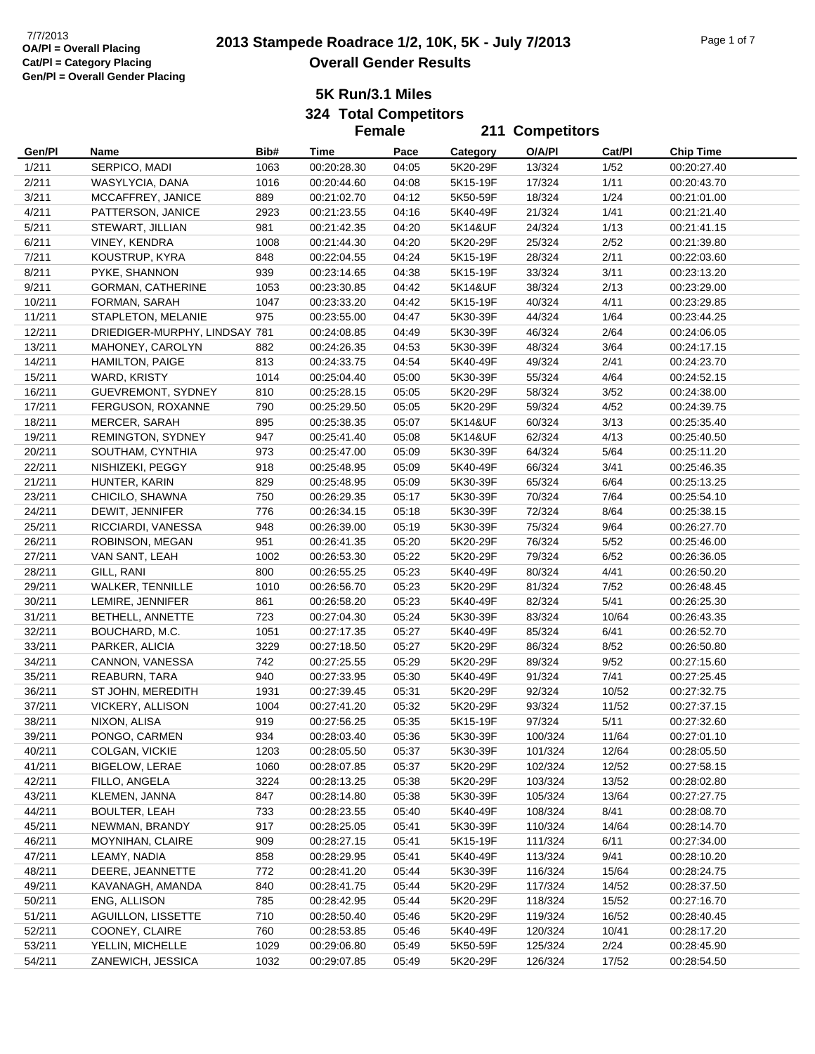7/7/2013
OA/Pl = Overall Placing
Cat/Pl = Category Placing
Gen/Pl = Overall Gender Placing

# 2013 Stampede Roadrace 1/2, 10K, 5K - July 7/2013
## Overall Gender Results

### 5K Run/3.1 Miles
### 324 Total Competitors
### Female 211 Competitors

| Gen/Pl | Name | Bib# | Time | Pace | Category | O/A/Pl | Cat/Pl | Chip Time |
|---|---|---|---|---|---|---|---|---|
| 1/211 | SERPICO, MADI | 1063 | 00:20:28.30 | 04:05 | 5K20-29F | 13/324 | 1/52 | 00:20:27.40 |
| 2/211 | WASYLYCIA, DANA | 1016 | 00:20:44.60 | 04:08 | 5K15-19F | 17/324 | 1/11 | 00:20:43.70 |
| 3/211 | MCCAFFREY, JANICE | 889 | 00:21:02.70 | 04:12 | 5K50-59F | 18/324 | 1/24 | 00:21:01.00 |
| 4/211 | PATTERSON, JANICE | 2923 | 00:21:23.55 | 04:16 | 5K40-49F | 21/324 | 1/41 | 00:21:21.40 |
| 5/211 | STEWART, JILLIAN | 981 | 00:21:42.35 | 04:20 | 5K14&UF | 24/324 | 1/13 | 00:21:41.15 |
| 6/211 | VINEY, KENDRA | 1008 | 00:21:44.30 | 04:20 | 5K20-29F | 25/324 | 2/52 | 00:21:39.80 |
| 7/211 | KOUSTRUP, KYRA | 848 | 00:22:04.55 | 04:24 | 5K15-19F | 28/324 | 2/11 | 00:22:03.60 |
| 8/211 | PYKE, SHANNON | 939 | 00:23:14.65 | 04:38 | 5K15-19F | 33/324 | 3/11 | 00:23:13.20 |
| 9/211 | GORMAN, CATHERINE | 1053 | 00:23:30.85 | 04:42 | 5K14&UF | 38/324 | 2/13 | 00:23:29.00 |
| 10/211 | FORMAN, SARAH | 1047 | 00:23:33.20 | 04:42 | 5K15-19F | 40/324 | 4/11 | 00:23:29.85 |
| 11/211 | STAPLETON, MELANIE | 975 | 00:23:55.00 | 04:47 | 5K30-39F | 44/324 | 1/64 | 00:23:44.25 |
| 12/211 | DRIEDIGER-MURPHY, LINDSAY | 781 | 00:24:08.85 | 04:49 | 5K30-39F | 46/324 | 2/64 | 00:24:06.05 |
| 13/211 | MAHONEY, CAROLYN | 882 | 00:24:26.35 | 04:53 | 5K30-39F | 48/324 | 3/64 | 00:24:17.15 |
| 14/211 | HAMILTON, PAIGE | 813 | 00:24:33.75 | 04:54 | 5K40-49F | 49/324 | 2/41 | 00:24:23.70 |
| 15/211 | WARD, KRISTY | 1014 | 00:25:04.40 | 05:00 | 5K30-39F | 55/324 | 4/64 | 00:24:52.15 |
| 16/211 | GUEVREMONT, SYDNEY | 810 | 00:25:28.15 | 05:05 | 5K20-29F | 58/324 | 3/52 | 00:24:38.00 |
| 17/211 | FERGUSON, ROXANNE | 790 | 00:25:29.50 | 05:05 | 5K20-29F | 59/324 | 4/52 | 00:24:39.75 |
| 18/211 | MERCER, SARAH | 895 | 00:25:38.35 | 05:07 | 5K14&UF | 60/324 | 3/13 | 00:25:35.40 |
| 19/211 | REMINGTON, SYDNEY | 947 | 00:25:41.40 | 05:08 | 5K14&UF | 62/324 | 4/13 | 00:25:40.50 |
| 20/211 | SOUTHAM, CYNTHIA | 973 | 00:25:47.00 | 05:09 | 5K30-39F | 64/324 | 5/64 | 00:25:11.20 |
| 22/211 | NISHIZEKI, PEGGY | 918 | 00:25:48.95 | 05:09 | 5K40-49F | 66/324 | 3/41 | 00:25:46.35 |
| 21/211 | HUNTER, KARIN | 829 | 00:25:48.95 | 05:09 | 5K30-39F | 65/324 | 6/64 | 00:25:13.25 |
| 23/211 | CHICILO, SHAWNA | 750 | 00:26:29.35 | 05:17 | 5K30-39F | 70/324 | 7/64 | 00:25:54.10 |
| 24/211 | DEWIT, JENNIFER | 776 | 00:26:34.15 | 05:18 | 5K30-39F | 72/324 | 8/64 | 00:25:38.15 |
| 25/211 | RICCIARDI, VANESSA | 948 | 00:26:39.00 | 05:19 | 5K30-39F | 75/324 | 9/64 | 00:26:27.70 |
| 26/211 | ROBINSON, MEGAN | 951 | 00:26:41.35 | 05:20 | 5K20-29F | 76/324 | 5/52 | 00:25:46.00 |
| 27/211 | VAN SANT, LEAH | 1002 | 00:26:53.30 | 05:22 | 5K20-29F | 79/324 | 6/52 | 00:26:36.05 |
| 28/211 | GILL, RANI | 800 | 00:26:55.25 | 05:23 | 5K40-49F | 80/324 | 4/41 | 00:26:50.20 |
| 29/211 | WALKER, TENNILLE | 1010 | 00:26:56.70 | 05:23 | 5K20-29F | 81/324 | 7/52 | 00:26:48.45 |
| 30/211 | LEMIRE, JENNIFER | 861 | 00:26:58.20 | 05:23 | 5K40-49F | 82/324 | 5/41 | 00:26:25.30 |
| 31/211 | BETHELL, ANNETTE | 723 | 00:27:04.30 | 05:24 | 5K30-39F | 83/324 | 10/64 | 00:26:43.35 |
| 32/211 | BOUCHARD, M.C. | 1051 | 00:27:17.35 | 05:27 | 5K40-49F | 85/324 | 6/41 | 00:26:52.70 |
| 33/211 | PARKER, ALICIA | 3229 | 00:27:18.50 | 05:27 | 5K20-29F | 86/324 | 8/52 | 00:26:50.80 |
| 34/211 | CANNON, VANESSA | 742 | 00:27:25.55 | 05:29 | 5K20-29F | 89/324 | 9/52 | 00:27:15.60 |
| 35/211 | REABURN, TARA | 940 | 00:27:33.95 | 05:30 | 5K40-49F | 91/324 | 7/41 | 00:27:25.45 |
| 36/211 | ST JOHN, MEREDITH | 1931 | 00:27:39.45 | 05:31 | 5K20-29F | 92/324 | 10/52 | 00:27:32.75 |
| 37/211 | VICKERY, ALLISON | 1004 | 00:27:41.20 | 05:32 | 5K20-29F | 93/324 | 11/52 | 00:27:37.15 |
| 38/211 | NIXON, ALISA | 919 | 00:27:56.25 | 05:35 | 5K15-19F | 97/324 | 5/11 | 00:27:32.60 |
| 39/211 | PONGO, CARMEN | 934 | 00:28:03.40 | 05:36 | 5K30-39F | 100/324 | 11/64 | 00:27:01.10 |
| 40/211 | COLGAN, VICKIE | 1203 | 00:28:05.50 | 05:37 | 5K30-39F | 101/324 | 12/64 | 00:28:05.50 |
| 41/211 | BIGELOW, LERAE | 1060 | 00:28:07.85 | 05:37 | 5K20-29F | 102/324 | 12/52 | 00:27:58.15 |
| 42/211 | FILLO, ANGELA | 3224 | 00:28:13.25 | 05:38 | 5K20-29F | 103/324 | 13/52 | 00:28:02.80 |
| 43/211 | KLEMEN, JANNA | 847 | 00:28:14.80 | 05:38 | 5K30-39F | 105/324 | 13/64 | 00:27:27.75 |
| 44/211 | BOULTER, LEAH | 733 | 00:28:23.55 | 05:40 | 5K40-49F | 108/324 | 8/41 | 00:28:08.70 |
| 45/211 | NEWMAN, BRANDY | 917 | 00:28:25.05 | 05:41 | 5K30-39F | 110/324 | 14/64 | 00:28:14.70 |
| 46/211 | MOYNIHAN, CLAIRE | 909 | 00:28:27.15 | 05:41 | 5K15-19F | 111/324 | 6/11 | 00:27:34.00 |
| 47/211 | LEAMY, NADIA | 858 | 00:28:29.95 | 05:41 | 5K40-49F | 113/324 | 9/41 | 00:28:10.20 |
| 48/211 | DEERE, JEANNETTE | 772 | 00:28:41.20 | 05:44 | 5K30-39F | 116/324 | 15/64 | 00:28:24.75 |
| 49/211 | KAVANAGH, AMANDA | 840 | 00:28:41.75 | 05:44 | 5K20-29F | 117/324 | 14/52 | 00:28:37.50 |
| 50/211 | ENG, ALLISON | 785 | 00:28:42.95 | 05:44 | 5K20-29F | 118/324 | 15/52 | 00:27:16.70 |
| 51/211 | AGUILLON, LISSETTE | 710 | 00:28:50.40 | 05:46 | 5K20-29F | 119/324 | 16/52 | 00:28:40.45 |
| 52/211 | COONEY, CLAIRE | 760 | 00:28:53.85 | 05:46 | 5K40-49F | 120/324 | 10/41 | 00:28:17.20 |
| 53/211 | YELLIN, MICHELLE | 1029 | 00:29:06.80 | 05:49 | 5K50-59F | 125/324 | 2/24 | 00:28:45.90 |
| 54/211 | ZANEWICH, JESSICA | 1032 | 00:29:07.85 | 05:49 | 5K20-29F | 126/324 | 17/52 | 00:28:54.50 |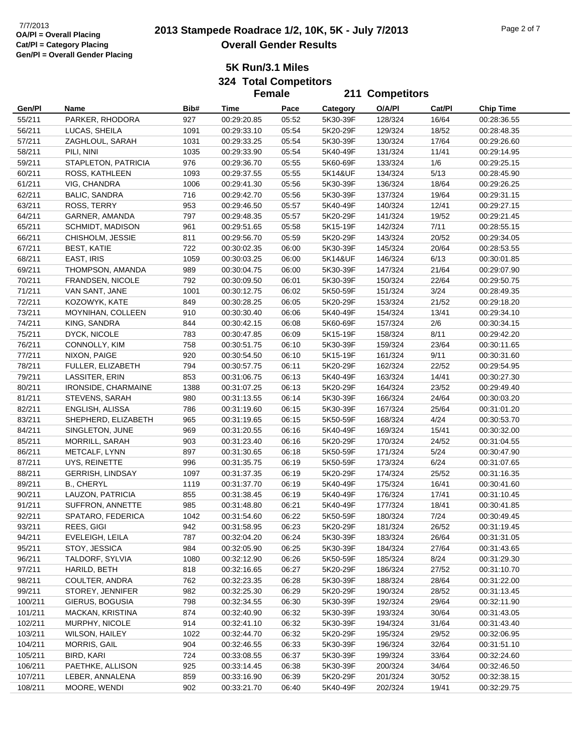# 2013 Stampede Roadrace 1/2, 10K, 5K - July 7/2013

## Overall Gender Results

7/7/2013
OA/Pl = Overall Placing
Cat/Pl = Category Placing
Gen/Pl = Overall Gender Placing

### 5K Run/3.1 Miles

**324 Total Competitors**

**Female 211 Competitors**

| Gen/Pl | Name | Bib# | Time | Pace | Category | O/A/Pl | Cat/Pl | Chip Time |
|---|---|---|---|---|---|---|---|---|
| 55/211 | PARKER, RHODORA | 927 | 00:29:20.85 | 05:52 | 5K30-39F | 128/324 | 16/64 | 00:28:36.55 |
| 56/211 | LUCAS, SHEILA | 1091 | 00:29:33.10 | 05:54 | 5K20-29F | 129/324 | 18/52 | 00:28:48.35 |
| 57/211 | ZAGHLOUL, SARAH | 1031 | 00:29:33.25 | 05:54 | 5K30-39F | 130/324 | 17/64 | 00:29:26.60 |
| 58/211 | PILI, NINI | 1035 | 00:29:33.90 | 05:54 | 5K40-49F | 131/324 | 11/41 | 00:29:14.95 |
| 59/211 | STAPLETON, PATRICIA | 976 | 00:29:36.70 | 05:55 | 5K60-69F | 133/324 | 1/6 | 00:29:25.15 |
| 60/211 | ROSS, KATHLEEN | 1093 | 00:29:37.55 | 05:55 | 5K14&UF | 134/324 | 5/13 | 00:28:45.90 |
| 61/211 | VIG, CHANDRA | 1006 | 00:29:41.30 | 05:56 | 5K30-39F | 136/324 | 18/64 | 00:29:26.25 |
| 62/211 | BALIC, SANDRA | 716 | 00:29:42.70 | 05:56 | 5K30-39F | 137/324 | 19/64 | 00:29:31.15 |
| 63/211 | ROSS, TERRY | 953 | 00:29:46.50 | 05:57 | 5K40-49F | 140/324 | 12/41 | 00:29:27.15 |
| 64/211 | GARNER, AMANDA | 797 | 00:29:48.35 | 05:57 | 5K20-29F | 141/324 | 19/52 | 00:29:21.45 |
| 65/211 | SCHMIDT, MADISON | 961 | 00:29:51.65 | 05:58 | 5K15-19F | 142/324 | 7/11 | 00:28:55.15 |
| 66/211 | CHISHOLM, JESSIE | 811 | 00:29:56.70 | 05:59 | 5K20-29F | 143/324 | 20/52 | 00:29:34.05 |
| 67/211 | BEST, KATIE | 722 | 00:30:02.35 | 06:00 | 5K30-39F | 145/324 | 20/64 | 00:28:53.55 |
| 68/211 | EAST, IRIS | 1059 | 00:30:03.25 | 06:00 | 5K14&UF | 146/324 | 6/13 | 00:30:01.85 |
| 69/211 | THOMPSON, AMANDA | 989 | 00:30:04.75 | 06:00 | 5K30-39F | 147/324 | 21/64 | 00:29:07.90 |
| 70/211 | FRANDSEN, NICOLE | 792 | 00:30:09.50 | 06:01 | 5K30-39F | 150/324 | 22/64 | 00:29:50.75 |
| 71/211 | VAN SANT, JANE | 1001 | 00:30:12.75 | 06:02 | 5K50-59F | 151/324 | 3/24 | 00:28:49.35 |
| 72/211 | KOZOWYK, KATE | 849 | 00:30:28.25 | 06:05 | 5K20-29F | 153/324 | 21/52 | 00:29:18.20 |
| 73/211 | MOYNIHAN, COLLEEN | 910 | 00:30:30.40 | 06:06 | 5K40-49F | 154/324 | 13/41 | 00:29:34.10 |
| 74/211 | KING, SANDRA | 844 | 00:30:42.15 | 06:08 | 5K60-69F | 157/324 | 2/6 | 00:30:34.15 |
| 75/211 | DYCK, NICOLE | 783 | 00:30:47.85 | 06:09 | 5K15-19F | 158/324 | 8/11 | 00:29:42.20 |
| 76/211 | CONNOLLY, KIM | 758 | 00:30:51.75 | 06:10 | 5K30-39F | 159/324 | 23/64 | 00:30:11.65 |
| 77/211 | NIXON, PAIGE | 920 | 00:30:54.50 | 06:10 | 5K15-19F | 161/324 | 9/11 | 00:30:31.60 |
| 78/211 | FULLER, ELIZABETH | 794 | 00:30:57.75 | 06:11 | 5K20-29F | 162/324 | 22/52 | 00:29:54.95 |
| 79/211 | LASSITER, ERIN | 853 | 00:31:06.75 | 06:13 | 5K40-49F | 163/324 | 14/41 | 00:30:27.30 |
| 80/211 | IRONSIDE, CHARMAINE | 1388 | 00:31:07.25 | 06:13 | 5K20-29F | 164/324 | 23/52 | 00:29:49.40 |
| 81/211 | STEVENS, SARAH | 980 | 00:31:13.55 | 06:14 | 5K30-39F | 166/324 | 24/64 | 00:30:03.20 |
| 82/211 | ENGLISH, ALISSA | 786 | 00:31:19.60 | 06:15 | 5K30-39F | 167/324 | 25/64 | 00:31:01.20 |
| 83/211 | SHEPHERD, ELIZABETH | 965 | 00:31:19.65 | 06:15 | 5K50-59F | 168/324 | 4/24 | 00:30:53.70 |
| 84/211 | SINGLETON, JUNE | 969 | 00:31:20.55 | 06:16 | 5K40-49F | 169/324 | 15/41 | 00:30:32.00 |
| 85/211 | MORRILL, SARAH | 903 | 00:31:23.40 | 06:16 | 5K20-29F | 170/324 | 24/52 | 00:31:04.55 |
| 86/211 | METCALF, LYNN | 897 | 00:31:30.65 | 06:18 | 5K50-59F | 171/324 | 5/24 | 00:30:47.90 |
| 87/211 | UYS, REINETTE | 996 | 00:31:35.75 | 06:19 | 5K50-59F | 173/324 | 6/24 | 00:31:07.65 |
| 88/211 | GERRISH, LINDSAY | 1097 | 00:31:37.35 | 06:19 | 5K20-29F | 174/324 | 25/52 | 00:31:16.35 |
| 89/211 | B., CHERYL | 1119 | 00:31:37.70 | 06:19 | 5K40-49F | 175/324 | 16/41 | 00:30:41.60 |
| 90/211 | LAUZON, PATRICIA | 855 | 00:31:38.45 | 06:19 | 5K40-49F | 176/324 | 17/41 | 00:31:10.45 |
| 91/211 | SUFFRON, ANNETTE | 985 | 00:31:48.80 | 06:21 | 5K40-49F | 177/324 | 18/41 | 00:30:41.85 |
| 92/211 | SPATARO, FEDERICA | 1042 | 00:31:54.60 | 06:22 | 5K50-59F | 180/324 | 7/24 | 00:30:49.45 |
| 93/211 | REES, GIGI | 942 | 00:31:58.95 | 06:23 | 5K20-29F | 181/324 | 26/52 | 00:31:19.45 |
| 94/211 | EVELEIGH, LEILA | 787 | 00:32:04.20 | 06:24 | 5K30-39F | 183/324 | 26/64 | 00:31:31.05 |
| 95/211 | STOY, JESSICA | 984 | 00:32:05.90 | 06:25 | 5K30-39F | 184/324 | 27/64 | 00:31:43.65 |
| 96/211 | TALDORF, SYLVIA | 1080 | 00:32:12.90 | 06:26 | 5K50-59F | 185/324 | 8/24 | 00:31:29.30 |
| 97/211 | HARILD, BETH | 818 | 00:32:16.65 | 06:27 | 5K20-29F | 186/324 | 27/52 | 00:31:10.70 |
| 98/211 | COULTER, ANDRA | 762 | 00:32:23.35 | 06:28 | 5K30-39F | 188/324 | 28/64 | 00:31:22.00 |
| 99/211 | STOREY, JENNIFER | 982 | 00:32:25.30 | 06:29 | 5K20-29F | 190/324 | 28/52 | 00:31:13.45 |
| 100/211 | GIERUS, BOGUSIA | 798 | 00:32:34.55 | 06:30 | 5K30-39F | 192/324 | 29/64 | 00:32:11.90 |
| 101/211 | MACKAN, KRISTINA | 874 | 00:32:40.90 | 06:32 | 5K30-39F | 193/324 | 30/64 | 00:31:43.05 |
| 102/211 | MURPHY, NICOLE | 914 | 00:32:41.10 | 06:32 | 5K30-39F | 194/324 | 31/64 | 00:31:43.40 |
| 103/211 | WILSON, HAILEY | 1022 | 00:32:44.70 | 06:32 | 5K20-29F | 195/324 | 29/52 | 00:32:06.95 |
| 104/211 | MORRIS, GAIL | 904 | 00:32:46.55 | 06:33 | 5K30-39F | 196/324 | 32/64 | 00:31:51.10 |
| 105/211 | BIRD, KARI | 724 | 00:33:08.55 | 06:37 | 5K30-39F | 199/324 | 33/64 | 00:32:24.60 |
| 106/211 | PAETHKE, ALLISON | 925 | 00:33:14.45 | 06:38 | 5K30-39F | 200/324 | 34/64 | 00:32:46.50 |
| 107/211 | LEBER, ANNALENA | 859 | 00:33:16.90 | 06:39 | 5K20-29F | 201/324 | 30/52 | 00:32:38.15 |
| 108/211 | MOORE, WENDI | 902 | 00:33:21.70 | 06:40 | 5K40-49F | 202/324 | 19/41 | 00:32:29.75 |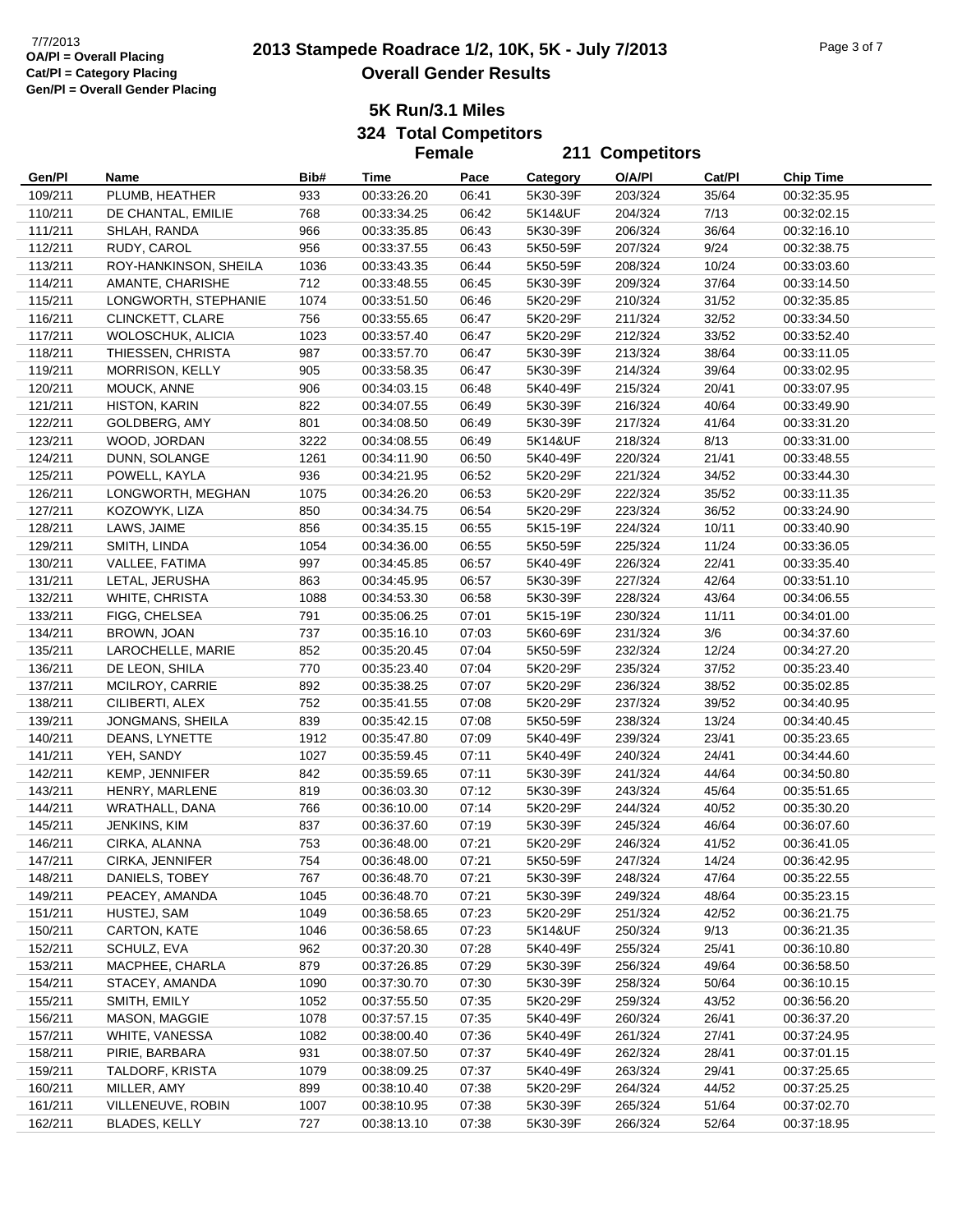# 2013 Stampede Roadrace 1/2, 10K, 5K - July 7/2013

## Overall Gender Results

7/7/2013
**OA/Pl = Overall Placing**
**Cat/Pl = Category Placing**
**Gen/Pl = Overall Gender Placing**

### 5K Run/3.1 Miles

**324 Total Competitors**

**Female 211 Competitors**

| Gen/Pl | Name | Bib# | Time | Pace | Category | O/A/Pl | Cat/Pl | Chip Time |
|---|---|---|---|---|---|---|---|---|
| 109/211 | PLUMB, HEATHER | 933 | 00:33:26.20 | 06:41 | 5K30-39F | 203/324 | 35/64 | 00:32:35.95 |
| 110/211 | DE CHANTAL, EMILIE | 768 | 00:33:34.25 | 06:42 | 5K14&UF | 204/324 | 7/13 | 00:32:02.15 |
| 111/211 | SHLAH, RANDA | 966 | 00:33:35.85 | 06:43 | 5K30-39F | 206/324 | 36/64 | 00:32:16.10 |
| 112/211 | RUDY, CAROL | 956 | 00:33:37.55 | 06:43 | 5K50-59F | 207/324 | 9/24 | 00:32:38.75 |
| 113/211 | ROY-HANKINSON, SHEILA | 1036 | 00:33:43.35 | 06:44 | 5K50-59F | 208/324 | 10/24 | 00:33:03.60 |
| 114/211 | AMANTE, CHARISHE | 712 | 00:33:48.55 | 06:45 | 5K30-39F | 209/324 | 37/64 | 00:33:14.50 |
| 115/211 | LONGWORTH, STEPHANIE | 1074 | 00:33:51.50 | 06:46 | 5K20-29F | 210/324 | 31/52 | 00:32:35.85 |
| 116/211 | CLINCKETT, CLARE | 756 | 00:33:55.65 | 06:47 | 5K20-29F | 211/324 | 32/52 | 00:33:34.50 |
| 117/211 | WOLOSCHUK, ALICIA | 1023 | 00:33:57.40 | 06:47 | 5K20-29F | 212/324 | 33/52 | 00:33:52.40 |
| 118/211 | THIESSEN, CHRISTA | 987 | 00:33:57.70 | 06:47 | 5K30-39F | 213/324 | 38/64 | 00:33:11.05 |
| 119/211 | MORRISON, KELLY | 905 | 00:33:58.35 | 06:47 | 5K30-39F | 214/324 | 39/64 | 00:33:02.95 |
| 120/211 | MOUCK, ANNE | 906 | 00:34:03.15 | 06:48 | 5K40-49F | 215/324 | 20/41 | 00:33:07.95 |
| 121/211 | HISTON, KARIN | 822 | 00:34:07.55 | 06:49 | 5K30-39F | 216/324 | 40/64 | 00:33:49.90 |
| 122/211 | GOLDBERG, AMY | 801 | 00:34:08.50 | 06:49 | 5K30-39F | 217/324 | 41/64 | 00:33:31.20 |
| 123/211 | WOOD, JORDAN | 3222 | 00:34:08.55 | 06:49 | 5K14&UF | 218/324 | 8/13 | 00:33:31.00 |
| 124/211 | DUNN, SOLANGE | 1261 | 00:34:11.90 | 06:50 | 5K40-49F | 220/324 | 21/41 | 00:33:48.55 |
| 125/211 | POWELL, KAYLA | 936 | 00:34:21.95 | 06:52 | 5K20-29F | 221/324 | 34/52 | 00:33:44.30 |
| 126/211 | LONGWORTH, MEGHAN | 1075 | 00:34:26.20 | 06:53 | 5K20-29F | 222/324 | 35/52 | 00:33:11.35 |
| 127/211 | KOZOWYK, LIZA | 850 | 00:34:34.75 | 06:54 | 5K20-29F | 223/324 | 36/52 | 00:33:24.90 |
| 128/211 | LAWS, JAIME | 856 | 00:34:35.15 | 06:55 | 5K15-19F | 224/324 | 10/11 | 00:33:40.90 |
| 129/211 | SMITH, LINDA | 1054 | 00:34:36.00 | 06:55 | 5K50-59F | 225/324 | 11/24 | 00:33:36.05 |
| 130/211 | VALLEE, FATIMA | 997 | 00:34:45.85 | 06:57 | 5K40-49F | 226/324 | 22/41 | 00:33:35.40 |
| 131/211 | LETAL, JERUSHA | 863 | 00:34:45.95 | 06:57 | 5K30-39F | 227/324 | 42/64 | 00:33:51.10 |
| 132/211 | WHITE, CHRISTA | 1088 | 00:34:53.30 | 06:58 | 5K30-39F | 228/324 | 43/64 | 00:34:06.55 |
| 133/211 | FIGG, CHELSEA | 791 | 00:35:06.25 | 07:01 | 5K15-19F | 230/324 | 11/11 | 00:34:01.00 |
| 134/211 | BROWN, JOAN | 737 | 00:35:16.10 | 07:03 | 5K60-69F | 231/324 | 3/6 | 00:34:37.60 |
| 135/211 | LAROCHELLE, MARIE | 852 | 00:35:20.45 | 07:04 | 5K50-59F | 232/324 | 12/24 | 00:34:27.20 |
| 136/211 | DE LEON, SHILA | 770 | 00:35:23.40 | 07:04 | 5K20-29F | 235/324 | 37/52 | 00:35:23.40 |
| 137/211 | MCILROY, CARRIE | 892 | 00:35:38.25 | 07:07 | 5K20-29F | 236/324 | 38/52 | 00:35:02.85 |
| 138/211 | CILIBERTI, ALEX | 752 | 00:35:41.55 | 07:08 | 5K20-29F | 237/324 | 39/52 | 00:34:40.95 |
| 139/211 | JONGMANS, SHEILA | 839 | 00:35:42.15 | 07:08 | 5K50-59F | 238/324 | 13/24 | 00:34:40.45 |
| 140/211 | DEANS, LYNETTE | 1912 | 00:35:47.80 | 07:09 | 5K40-49F | 239/324 | 23/41 | 00:35:23.65 |
| 141/211 | YEH, SANDY | 1027 | 00:35:59.45 | 07:11 | 5K40-49F | 240/324 | 24/41 | 00:34:44.60 |
| 142/211 | KEMP, JENNIFER | 842 | 00:35:59.65 | 07:11 | 5K30-39F | 241/324 | 44/64 | 00:34:50.80 |
| 143/211 | HENRY, MARLENE | 819 | 00:36:03.30 | 07:12 | 5K30-39F | 243/324 | 45/64 | 00:35:51.65 |
| 144/211 | WRATHALL, DANA | 766 | 00:36:10.00 | 07:14 | 5K20-29F | 244/324 | 40/52 | 00:35:30.20 |
| 145/211 | JENKINS, KIM | 837 | 00:36:37.60 | 07:19 | 5K30-39F | 245/324 | 46/64 | 00:36:07.60 |
| 146/211 | CIRKA, ALANNA | 753 | 00:36:48.00 | 07:21 | 5K20-29F | 246/324 | 41/52 | 00:36:41.05 |
| 147/211 | CIRKA, JENNIFER | 754 | 00:36:48.00 | 07:21 | 5K50-59F | 247/324 | 14/24 | 00:36:42.95 |
| 148/211 | DANIELS, TOBEY | 767 | 00:36:48.70 | 07:21 | 5K30-39F | 248/324 | 47/64 | 00:35:22.55 |
| 149/211 | PEACEY, AMANDA | 1045 | 00:36:48.70 | 07:21 | 5K30-39F | 249/324 | 48/64 | 00:35:23.15 |
| 151/211 | HUSTEJ, SAM | 1049 | 00:36:58.65 | 07:23 | 5K20-29F | 251/324 | 42/52 | 00:36:21.75 |
| 150/211 | CARTON, KATE | 1046 | 00:36:58.65 | 07:23 | 5K14&UF | 250/324 | 9/13 | 00:36:21.35 |
| 152/211 | SCHULZ, EVA | 962 | 00:37:20.30 | 07:28 | 5K40-49F | 255/324 | 25/41 | 00:36:10.80 |
| 153/211 | MACPHEE, CHARLA | 879 | 00:37:26.85 | 07:29 | 5K30-39F | 256/324 | 49/64 | 00:36:58.50 |
| 154/211 | STACEY, AMANDA | 1090 | 00:37:30.70 | 07:30 | 5K30-39F | 258/324 | 50/64 | 00:36:10.15 |
| 155/211 | SMITH, EMILY | 1052 | 00:37:55.50 | 07:35 | 5K20-29F | 259/324 | 43/52 | 00:36:56.20 |
| 156/211 | MASON, MAGGIE | 1078 | 00:37:57.15 | 07:35 | 5K40-49F | 260/324 | 26/41 | 00:36:37.20 |
| 157/211 | WHITE, VANESSA | 1082 | 00:38:00.40 | 07:36 | 5K40-49F | 261/324 | 27/41 | 00:37:24.95 |
| 158/211 | PIRIE, BARBARA | 931 | 00:38:07.50 | 07:37 | 5K40-49F | 262/324 | 28/41 | 00:37:01.15 |
| 159/211 | TALDORF, KRISTA | 1079 | 00:38:09.25 | 07:37 | 5K40-49F | 263/324 | 29/41 | 00:37:25.65 |
| 160/211 | MILLER, AMY | 899 | 00:38:10.40 | 07:38 | 5K20-29F | 264/324 | 44/52 | 00:37:25.25 |
| 161/211 | VILLENEUVE, ROBIN | 1007 | 00:38:10.95 | 07:38 | 5K30-39F | 265/324 | 51/64 | 00:37:02.70 |
| 162/211 | BLADES, KELLY | 727 | 00:38:13.10 | 07:38 | 5K30-39F | 266/324 | 52/64 | 00:37:18.95 |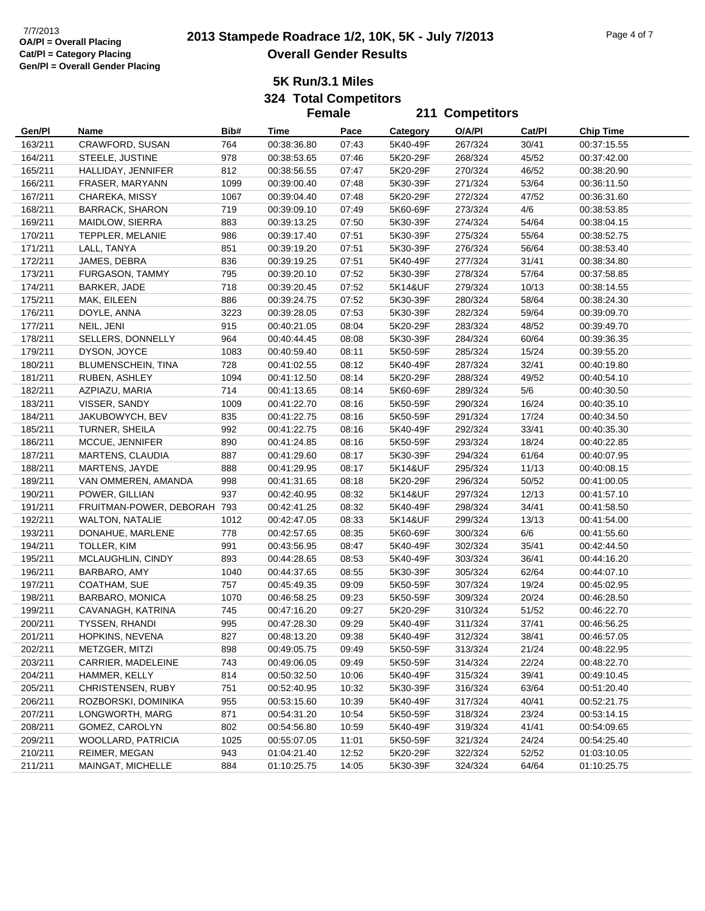7/7/2013
**OA/Pl = Overall Placing**
**Cat/Pl = Category Placing**
**Gen/Pl = Overall Gender Placing**

# 2013 Stampede Roadrace 1/2, 10K, 5K - July 7/2013

## Overall Gender Results

### 5K Run/3.1 Miles

**324 Total Competitors**

**Female** **211 Competitors**

| Gen/Pl | Name | Bib# | Time | Pace | Category | O/A/Pl | Cat/Pl | Chip Time |
|---|---|---|---|---|---|---|---|---|
| 163/211 | CRAWFORD, SUSAN | 764 | 00:38:36.80 | 07:43 | 5K40-49F | 267/324 | 30/41 | 00:37:15.55 |
| 164/211 | STEELE, JUSTINE | 978 | 00:38:53.65 | 07:46 | 5K20-29F | 268/324 | 45/52 | 00:37:42.00 |
| 165/211 | HALLIDAY, JENNIFER | 812 | 00:38:56.55 | 07:47 | 5K20-29F | 270/324 | 46/52 | 00:38:20.90 |
| 166/211 | FRASER, MARYANN | 1099 | 00:39:00.40 | 07:48 | 5K30-39F | 271/324 | 53/64 | 00:36:11.50 |
| 167/211 | CHAREKA, MISSY | 1067 | 00:39:04.40 | 07:48 | 5K20-29F | 272/324 | 47/52 | 00:36:31.60 |
| 168/211 | BARRACK, SHARON | 719 | 00:39:09.10 | 07:49 | 5K60-69F | 273/324 | 4/6 | 00:38:53.85 |
| 169/211 | MAIDLOW, SIERRA | 883 | 00:39:13.25 | 07:50 | 5K30-39F | 274/324 | 54/64 | 00:38:04.15 |
| 170/211 | TEPPLER, MELANIE | 986 | 00:39:17.40 | 07:51 | 5K30-39F | 275/324 | 55/64 | 00:38:52.75 |
| 171/211 | LALL, TANYA | 851 | 00:39:19.20 | 07:51 | 5K30-39F | 276/324 | 56/64 | 00:38:53.40 |
| 172/211 | JAMES, DEBRA | 836 | 00:39:19.25 | 07:51 | 5K40-49F | 277/324 | 31/41 | 00:38:34.80 |
| 173/211 | FURGASON, TAMMY | 795 | 00:39:20.10 | 07:52 | 5K30-39F | 278/324 | 57/64 | 00:37:58.85 |
| 174/211 | BARKER, JADE | 718 | 00:39:20.45 | 07:52 | 5K14&UF | 279/324 | 10/13 | 00:38:14.55 |
| 175/211 | MAK, EILEEN | 886 | 00:39:24.75 | 07:52 | 5K30-39F | 280/324 | 58/64 | 00:38:24.30 |
| 176/211 | DOYLE, ANNA | 3223 | 00:39:28.05 | 07:53 | 5K30-39F | 282/324 | 59/64 | 00:39:09.70 |
| 177/211 | NEIL, JENI | 915 | 00:40:21.05 | 08:04 | 5K20-29F | 283/324 | 48/52 | 00:39:49.70 |
| 178/211 | SELLERS, DONNELLY | 964 | 00:40:44.45 | 08:08 | 5K30-39F | 284/324 | 60/64 | 00:39:36.35 |
| 179/211 | DYSON, JOYCE | 1083 | 00:40:59.40 | 08:11 | 5K50-59F | 285/324 | 15/24 | 00:39:55.20 |
| 180/211 | BLUMENSCHEIN, TINA | 728 | 00:41:02.55 | 08:12 | 5K40-49F | 287/324 | 32/41 | 00:40:19.80 |
| 181/211 | RUBEN, ASHLEY | 1094 | 00:41:12.50 | 08:14 | 5K20-29F | 288/324 | 49/52 | 00:40:54.10 |
| 182/211 | AZPIAZU, MARIA | 714 | 00:41:13.65 | 08:14 | 5K60-69F | 289/324 | 5/6 | 00:40:30.50 |
| 183/211 | VISSER, SANDY | 1009 | 00:41:22.70 | 08:16 | 5K50-59F | 290/324 | 16/24 | 00:40:35.10 |
| 184/211 | JAKUBOWYCH, BEV | 835 | 00:41:22.75 | 08:16 | 5K50-59F | 291/324 | 17/24 | 00:40:34.50 |
| 185/211 | TURNER, SHEILA | 992 | 00:41:22.75 | 08:16 | 5K40-49F | 292/324 | 33/41 | 00:40:35.30 |
| 186/211 | MCCUE, JENNIFER | 890 | 00:41:24.85 | 08:16 | 5K50-59F | 293/324 | 18/24 | 00:40:22.85 |
| 187/211 | MARTENS, CLAUDIA | 887 | 00:41:29.60 | 08:17 | 5K30-39F | 294/324 | 61/64 | 00:40:07.95 |
| 188/211 | MARTENS, JAYDE | 888 | 00:41:29.95 | 08:17 | 5K14&UF | 295/324 | 11/13 | 00:40:08.15 |
| 189/211 | VAN OMMEREN, AMANDA | 998 | 00:41:31.65 | 08:18 | 5K20-29F | 296/324 | 50/52 | 00:41:00.05 |
| 190/211 | POWER, GILLIAN | 937 | 00:42:40.95 | 08:32 | 5K14&UF | 297/324 | 12/13 | 00:41:57.10 |
| 191/211 | FRUITMAN-POWER, DEBORAH | 793 | 00:42:41.25 | 08:32 | 5K40-49F | 298/324 | 34/41 | 00:41:58.50 |
| 192/211 | WALTON, NATALIE | 1012 | 00:42:47.05 | 08:33 | 5K14&UF | 299/324 | 13/13 | 00:41:54.00 |
| 193/211 | DONAHUE, MARLENE | 778 | 00:42:57.65 | 08:35 | 5K60-69F | 300/324 | 6/6 | 00:41:55.60 |
| 194/211 | TOLLER, KIM | 991 | 00:43:56.95 | 08:47 | 5K40-49F | 302/324 | 35/41 | 00:42:44.50 |
| 195/211 | MCLAUGHLIN, CINDY | 893 | 00:44:28.65 | 08:53 | 5K40-49F | 303/324 | 36/41 | 00:44:16.20 |
| 196/211 | BARBARO, AMY | 1040 | 00:44:37.65 | 08:55 | 5K30-39F | 305/324 | 62/64 | 00:44:07.10 |
| 197/211 | COATHAM, SUE | 757 | 00:45:49.35 | 09:09 | 5K50-59F | 307/324 | 19/24 | 00:45:02.95 |
| 198/211 | BARBARO, MONICA | 1070 | 00:46:58.25 | 09:23 | 5K50-59F | 309/324 | 20/24 | 00:46:28.50 |
| 199/211 | CAVANAGH, KATRINA | 745 | 00:47:16.20 | 09:27 | 5K20-29F | 310/324 | 51/52 | 00:46:22.70 |
| 200/211 | TYSSEN, RHANDI | 995 | 00:47:28.30 | 09:29 | 5K40-49F | 311/324 | 37/41 | 00:46:56.25 |
| 201/211 | HOPKINS, NEVENA | 827 | 00:48:13.20 | 09:38 | 5K40-49F | 312/324 | 38/41 | 00:46:57.05 |
| 202/211 | METZGER, MITZI | 898 | 00:49:05.75 | 09:49 | 5K50-59F | 313/324 | 21/24 | 00:48:22.95 |
| 203/211 | CARRIER, MADELEINE | 743 | 00:49:06.05 | 09:49 | 5K50-59F | 314/324 | 22/24 | 00:48:22.70 |
| 204/211 | HAMMER, KELLY | 814 | 00:50:32.50 | 10:06 | 5K40-49F | 315/324 | 39/41 | 00:49:10.45 |
| 205/211 | CHRISTENSEN, RUBY | 751 | 00:52:40.95 | 10:32 | 5K30-39F | 316/324 | 63/64 | 00:51:20.40 |
| 206/211 | ROZBORSKI, DOMINIKA | 955 | 00:53:15.60 | 10:39 | 5K40-49F | 317/324 | 40/41 | 00:52:21.75 |
| 207/211 | LONGWORTH, MARG | 871 | 00:54:31.20 | 10:54 | 5K50-59F | 318/324 | 23/24 | 00:53:14.15 |
| 208/211 | GOMEZ, CAROLYN | 802 | 00:54:56.80 | 10:59 | 5K40-49F | 319/324 | 41/41 | 00:54:09.65 |
| 209/211 | WOOLLARD, PATRICIA | 1025 | 00:55:07.05 | 11:01 | 5K50-59F | 321/324 | 24/24 | 00:54:25.40 |
| 210/211 | REIMER, MEGAN | 943 | 01:04:21.40 | 12:52 | 5K20-29F | 322/324 | 52/52 | 01:03:10.05 |
| 211/211 | MAINGAT, MICHELLE | 884 | 01:10:25.75 | 14:05 | 5K30-39F | 324/324 | 64/64 | 01:10:25.75 |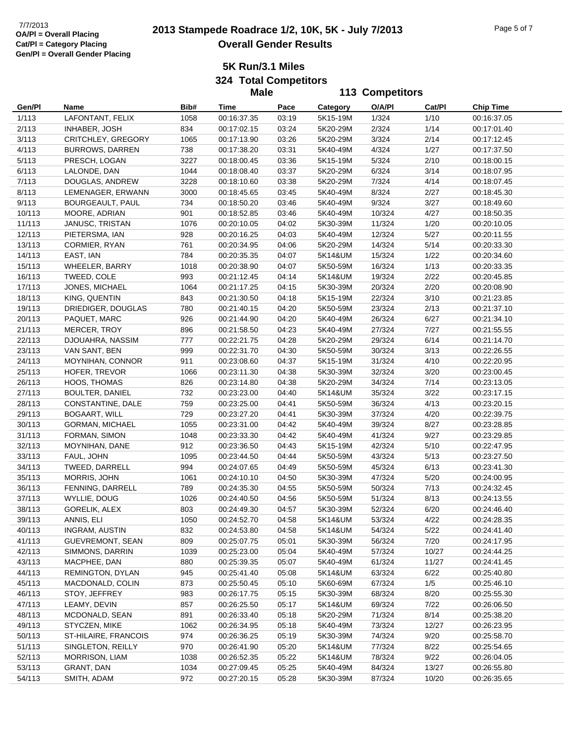7/7/2013
**OA/Pl = Overall Placing**
**Cat/Pl = Category Placing**
**Gen/Pl = Overall Gender Placing**

# 2013 Stampede Roadrace 1/2, 10K, 5K - July 7/2013
## Overall Gender Results

### 5K Run/3.1 Miles
### 324 Total Competitors
### Male — 113 Competitors

| Gen/Pl | Name | Bib# | Time | Pace | Category | O/A/Pl | Cat/Pl | Chip Time |
|---|---|---|---|---|---|---|---|---|
| 1/113 | LAFONTANT, FELIX | 1058 | 00:16:37.35 | 03:19 | 5K15-19M | 1/324 | 1/10 | 00:16:37.05 |
| 2/113 | INHABER, JOSH | 834 | 00:17:02.15 | 03:24 | 5K20-29M | 2/324 | 1/14 | 00:17:01.40 |
| 3/113 | CRITCHLEY, GREGORY | 1065 | 00:17:13.90 | 03:26 | 5K20-29M | 3/324 | 2/14 | 00:17:12.45 |
| 4/113 | BURROWS, DARREN | 738 | 00:17:38.20 | 03:31 | 5K40-49M | 4/324 | 1/27 | 00:17:37.50 |
| 5/113 | PRESCH, LOGAN | 3227 | 00:18:00.45 | 03:36 | 5K15-19M | 5/324 | 2/10 | 00:18:00.15 |
| 6/113 | LALONDE, DAN | 1044 | 00:18:08.40 | 03:37 | 5K20-29M | 6/324 | 3/14 | 00:18:07.95 |
| 7/113 | DOUGLAS, ANDREW | 3228 | 00:18:10.60 | 03:38 | 5K20-29M | 7/324 | 4/14 | 00:18:07.45 |
| 8/113 | LEMENAGER, ERWANN | 3000 | 00:18:45.65 | 03:45 | 5K40-49M | 8/324 | 2/27 | 00:18:45.30 |
| 9/113 | BOURGEAULT, PAUL | 734 | 00:18:50.20 | 03:46 | 5K40-49M | 9/324 | 3/27 | 00:18:49.60 |
| 10/113 | MOORE, ADRIAN | 901 | 00:18:52.85 | 03:46 | 5K40-49M | 10/324 | 4/27 | 00:18:50.35 |
| 11/113 | JANUSC, TRISTAN | 1076 | 00:20:10.05 | 04:02 | 5K30-39M | 11/324 | 1/20 | 00:20:10.05 |
| 12/113 | PIETERSMA, IAN | 928 | 00:20:16.25 | 04:03 | 5K40-49M | 12/324 | 5/27 | 00:20:11.55 |
| 13/113 | CORMIER, RYAN | 761 | 00:20:34.95 | 04:06 | 5K20-29M | 14/324 | 5/14 | 00:20:33.30 |
| 14/113 | EAST, IAN | 784 | 00:20:35.35 | 04:07 | 5K14&UM | 15/324 | 1/22 | 00:20:34.60 |
| 15/113 | WHEELER, BARRY | 1018 | 00:20:38.90 | 04:07 | 5K50-59M | 16/324 | 1/13 | 00:20:33.35 |
| 16/113 | TWEED, COLE | 993 | 00:21:12.45 | 04:14 | 5K14&UM | 19/324 | 2/22 | 00:20:45.85 |
| 17/113 | JONES, MICHAEL | 1064 | 00:21:17.25 | 04:15 | 5K30-39M | 20/324 | 2/20 | 00:20:08.90 |
| 18/113 | KING, QUENTIN | 843 | 00:21:30.50 | 04:18 | 5K15-19M | 22/324 | 3/10 | 00:21:23.85 |
| 19/113 | DRIEDIGER, DOUGLAS | 780 | 00:21:40.15 | 04:20 | 5K50-59M | 23/324 | 2/13 | 00:21:37.10 |
| 20/113 | PAQUET, MARC | 926 | 00:21:44.90 | 04:20 | 5K40-49M | 26/324 | 6/27 | 00:21:34.10 |
| 21/113 | MERCER, TROY | 896 | 00:21:58.50 | 04:23 | 5K40-49M | 27/324 | 7/27 | 00:21:55.55 |
| 22/113 | DJOUAHRA, NASSIM | 777 | 00:22:21.75 | 04:28 | 5K20-29M | 29/324 | 6/14 | 00:21:14.70 |
| 23/113 | VAN SANT, BEN | 999 | 00:22:31.70 | 04:30 | 5K50-59M | 30/324 | 3/13 | 00:22:26.55 |
| 24/113 | MOYNIHAN, CONNOR | 911 | 00:23:08.60 | 04:37 | 5K15-19M | 31/324 | 4/10 | 00:22:20.95 |
| 25/113 | HOFER, TREVOR | 1066 | 00:23:11.30 | 04:38 | 5K30-39M | 32/324 | 3/20 | 00:23:00.45 |
| 26/113 | HOOS, THOMAS | 826 | 00:23:14.80 | 04:38 | 5K20-29M | 34/324 | 7/14 | 00:23:13.05 |
| 27/113 | BOULTER, DANIEL | 732 | 00:23:23.00 | 04:40 | 5K14&UM | 35/324 | 3/22 | 00:23:17.15 |
| 28/113 | CONSTANTINE, DALE | 759 | 00:23:25.00 | 04:41 | 5K50-59M | 36/324 | 4/13 | 00:23:20.15 |
| 29/113 | BOGAART, WILL | 729 | 00:23:27.20 | 04:41 | 5K30-39M | 37/324 | 4/20 | 00:22:39.75 |
| 30/113 | GORMAN, MICHAEL | 1055 | 00:23:31.00 | 04:42 | 5K40-49M | 39/324 | 8/27 | 00:23:28.85 |
| 31/113 | FORMAN, SIMON | 1048 | 00:23:33.30 | 04:42 | 5K40-49M | 41/324 | 9/27 | 00:23:29.85 |
| 32/113 | MOYNIHAN, DANE | 912 | 00:23:36.50 | 04:43 | 5K15-19M | 42/324 | 5/10 | 00:22:47.95 |
| 33/113 | FAUL, JOHN | 1095 | 00:23:44.50 | 04:44 | 5K50-59M | 43/324 | 5/13 | 00:23:27.50 |
| 34/113 | TWEED, DARRELL | 994 | 00:24:07.65 | 04:49 | 5K50-59M | 45/324 | 6/13 | 00:23:41.30 |
| 35/113 | MORRIS, JOHN | 1061 | 00:24:10.10 | 04:50 | 5K30-39M | 47/324 | 5/20 | 00:24:00.95 |
| 36/113 | FENNING, DARRELL | 789 | 00:24:35.30 | 04:55 | 5K50-59M | 50/324 | 7/13 | 00:24:32.45 |
| 37/113 | WYLLIE, DOUG | 1026 | 00:24:40.50 | 04:56 | 5K50-59M | 51/324 | 8/13 | 00:24:13.55 |
| 38/113 | GORELIK, ALEX | 803 | 00:24:49.30 | 04:57 | 5K30-39M | 52/324 | 6/20 | 00:24:46.40 |
| 39/113 | ANNIS, ELI | 1050 | 00:24:52.70 | 04:58 | 5K14&UM | 53/324 | 4/22 | 00:24:28.35 |
| 40/113 | INGRAM, AUSTIN | 832 | 00:24:53.80 | 04:58 | 5K14&UM | 54/324 | 5/22 | 00:24:41.40 |
| 41/113 | GUEVREMONT, SEAN | 809 | 00:25:07.75 | 05:01 | 5K30-39M | 56/324 | 7/20 | 00:24:17.95 |
| 42/113 | SIMMONS, DARRIN | 1039 | 00:25:23.00 | 05:04 | 5K40-49M | 57/324 | 10/27 | 00:24:44.25 |
| 43/113 | MACPHEE, DAN | 880 | 00:25:39.35 | 05:07 | 5K40-49M | 61/324 | 11/27 | 00:24:41.45 |
| 44/113 | REMINGTON, DYLAN | 945 | 00:25:41.40 | 05:08 | 5K14&UM | 63/324 | 6/22 | 00:25:40.80 |
| 45/113 | MACDONALD, COLIN | 873 | 00:25:50.45 | 05:10 | 5K60-69M | 67/324 | 1/5 | 00:25:46.10 |
| 46/113 | STOY, JEFFREY | 983 | 00:26:17.75 | 05:15 | 5K30-39M | 68/324 | 8/20 | 00:25:55.30 |
| 47/113 | LEAMY, DEVIN | 857 | 00:26:25.50 | 05:17 | 5K14&UM | 69/324 | 7/22 | 00:26:06.50 |
| 48/113 | MCDONALD, SEAN | 891 | 00:26:33.40 | 05:18 | 5K20-29M | 71/324 | 8/14 | 00:25:38.20 |
| 49/113 | STYCZEN, MIKE | 1062 | 00:26:34.95 | 05:18 | 5K40-49M | 73/324 | 12/27 | 00:26:23.95 |
| 50/113 | ST-HILAIRE, FRANCOIS | 974 | 00:26:36.25 | 05:19 | 5K30-39M | 74/324 | 9/20 | 00:25:58.70 |
| 51/113 | SINGLETON, REILLY | 970 | 00:26:41.90 | 05:20 | 5K14&UM | 77/324 | 8/22 | 00:25:54.65 |
| 52/113 | MORRISON, LIAM | 1038 | 00:26:52.35 | 05:22 | 5K14&UM | 78/324 | 9/22 | 00:26:04.05 |
| 53/113 | GRANT, DAN | 1034 | 00:27:09.45 | 05:25 | 5K40-49M | 84/324 | 13/27 | 00:26:55.80 |
| 54/113 | SMITH, ADAM | 972 | 00:27:20.15 | 05:28 | 5K30-39M | 87/324 | 10/20 | 00:26:35.65 |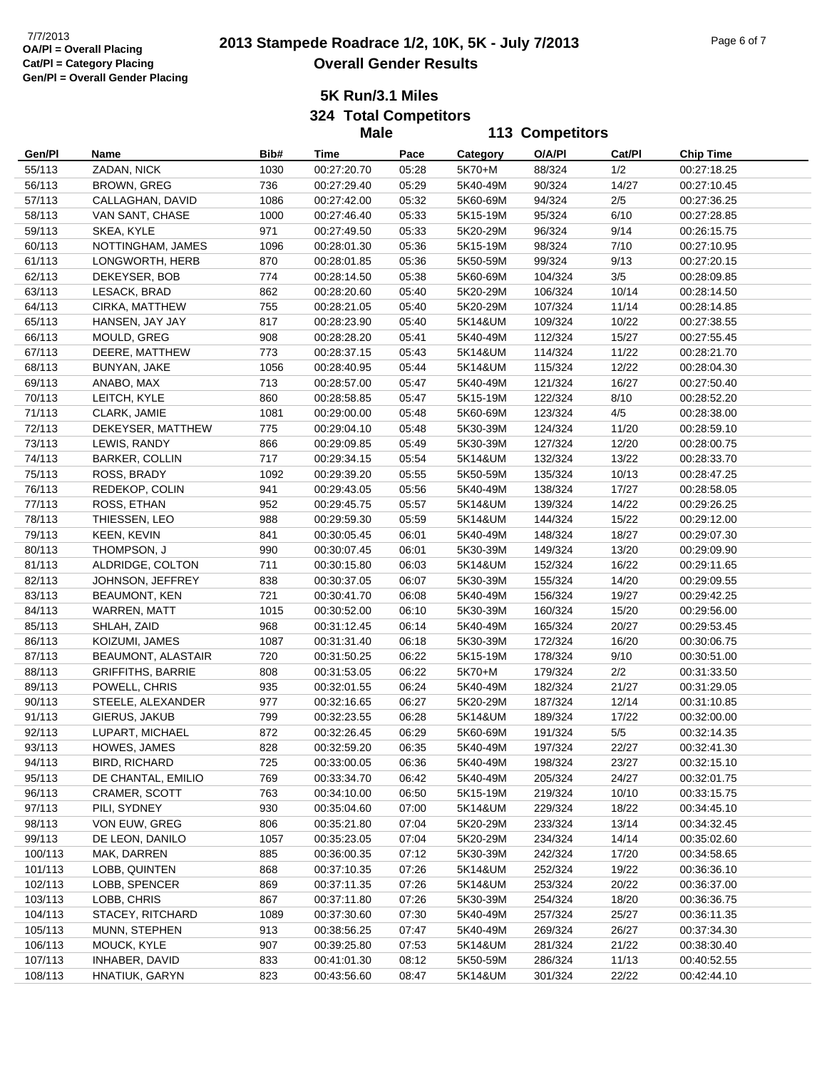OA/Pl = Overall Placing
Cat/Pl = Category Placing
Gen/Pl = Overall Gender Placing

# 2013 Stampede Roadrace 1/2, 10K, 5K - July 7/2013

## Overall Gender Results

### 5K Run/3.1 Miles

**324 Total Competitors**

**Male — 113 Competitors**

| Gen/Pl | Name | Bib# | Time | Pace | Category | O/A/Pl | Cat/Pl | Chip Time |
|---|---|---|---|---|---|---|---|---|
| 55/113 | ZADAN, NICK | 1030 | 00:27:20.70 | 05:28 | 5K70+M | 88/324 | 1/2 | 00:27:18.25 |
| 56/113 | BROWN, GREG | 736 | 00:27:29.40 | 05:29 | 5K40-49M | 90/324 | 14/27 | 00:27:10.45 |
| 57/113 | CALLAGHAN, DAVID | 1086 | 00:27:42.00 | 05:32 | 5K60-69M | 94/324 | 2/5 | 00:27:36.25 |
| 58/113 | VAN SANT, CHASE | 1000 | 00:27:46.40 | 05:33 | 5K15-19M | 95/324 | 6/10 | 00:27:28.85 |
| 59/113 | SKEA, KYLE | 971 | 00:27:49.50 | 05:33 | 5K20-29M | 96/324 | 9/14 | 00:26:15.75 |
| 60/113 | NOTTINGHAM, JAMES | 1096 | 00:28:01.30 | 05:36 | 5K15-19M | 98/324 | 7/10 | 00:27:10.95 |
| 61/113 | LONGWORTH, HERB | 870 | 00:28:01.85 | 05:36 | 5K50-59M | 99/324 | 9/13 | 00:27:20.15 |
| 62/113 | DEKEYSER, BOB | 774 | 00:28:14.50 | 05:38 | 5K60-69M | 104/324 | 3/5 | 00:28:09.85 |
| 63/113 | LESACK, BRAD | 862 | 00:28:20.60 | 05:40 | 5K20-29M | 106/324 | 10/14 | 00:28:14.50 |
| 64/113 | CIRKA, MATTHEW | 755 | 00:28:21.05 | 05:40 | 5K20-29M | 107/324 | 11/14 | 00:28:14.85 |
| 65/113 | HANSEN, JAY JAY | 817 | 00:28:23.90 | 05:40 | 5K14&UM | 109/324 | 10/22 | 00:27:38.55 |
| 66/113 | MOULD, GREG | 908 | 00:28:28.20 | 05:41 | 5K40-49M | 112/324 | 15/27 | 00:27:55.45 |
| 67/113 | DEERE, MATTHEW | 773 | 00:28:37.15 | 05:43 | 5K14&UM | 114/324 | 11/22 | 00:28:21.70 |
| 68/113 | BUNYAN, JAKE | 1056 | 00:28:40.95 | 05:44 | 5K14&UM | 115/324 | 12/22 | 00:28:04.30 |
| 69/113 | ANABO, MAX | 713 | 00:28:57.00 | 05:47 | 5K40-49M | 121/324 | 16/27 | 00:27:50.40 |
| 70/113 | LEITCH, KYLE | 860 | 00:28:58.85 | 05:47 | 5K15-19M | 122/324 | 8/10 | 00:28:52.20 |
| 71/113 | CLARK, JAMIE | 1081 | 00:29:00.00 | 05:48 | 5K60-69M | 123/324 | 4/5 | 00:28:38.00 |
| 72/113 | DEKEYSER, MATTHEW | 775 | 00:29:04.10 | 05:48 | 5K30-39M | 124/324 | 11/20 | 00:28:59.10 |
| 73/113 | LEWIS, RANDY | 866 | 00:29:09.85 | 05:49 | 5K30-39M | 127/324 | 12/20 | 00:28:00.75 |
| 74/113 | BARKER, COLLIN | 717 | 00:29:34.15 | 05:54 | 5K14&UM | 132/324 | 13/22 | 00:28:33.70 |
| 75/113 | ROSS, BRADY | 1092 | 00:29:39.20 | 05:55 | 5K50-59M | 135/324 | 10/13 | 00:28:47.25 |
| 76/113 | REDEKOP, COLIN | 941 | 00:29:43.05 | 05:56 | 5K40-49M | 138/324 | 17/27 | 00:28:58.05 |
| 77/113 | ROSS, ETHAN | 952 | 00:29:45.75 | 05:57 | 5K14&UM | 139/324 | 14/22 | 00:29:26.25 |
| 78/113 | THIESSEN, LEO | 988 | 00:29:59.30 | 05:59 | 5K14&UM | 144/324 | 15/22 | 00:29:12.00 |
| 79/113 | KEEN, KEVIN | 841 | 00:30:05.45 | 06:01 | 5K40-49M | 148/324 | 18/27 | 00:29:07.30 |
| 80/113 | THOMPSON, J | 990 | 00:30:07.45 | 06:01 | 5K30-39M | 149/324 | 13/20 | 00:29:09.90 |
| 81/113 | ALDRIDGE, COLTON | 711 | 00:30:15.80 | 06:03 | 5K14&UM | 152/324 | 16/22 | 00:29:11.65 |
| 82/113 | JOHNSON, JEFFREY | 838 | 00:30:37.05 | 06:07 | 5K30-39M | 155/324 | 14/20 | 00:29:09.55 |
| 83/113 | BEAUMONT, KEN | 721 | 00:30:41.70 | 06:08 | 5K40-49M | 156/324 | 19/27 | 00:29:42.25 |
| 84/113 | WARREN, MATT | 1015 | 00:30:52.00 | 06:10 | 5K30-39M | 160/324 | 15/20 | 00:29:56.00 |
| 85/113 | SHLAH, ZAID | 968 | 00:31:12.45 | 06:14 | 5K40-49M | 165/324 | 20/27 | 00:29:53.45 |
| 86/113 | KOIZUMI, JAMES | 1087 | 00:31:31.40 | 06:18 | 5K30-39M | 172/324 | 16/20 | 00:30:06.75 |
| 87/113 | BEAUMONT, ALASTAIR | 720 | 00:31:50.25 | 06:22 | 5K15-19M | 178/324 | 9/10 | 00:30:51.00 |
| 88/113 | GRIFFITHS, BARRIE | 808 | 00:31:53.05 | 06:22 | 5K70+M | 179/324 | 2/2 | 00:31:33.50 |
| 89/113 | POWELL, CHRIS | 935 | 00:32:01.55 | 06:24 | 5K40-49M | 182/324 | 21/27 | 00:31:29.05 |
| 90/113 | STEELE, ALEXANDER | 977 | 00:32:16.65 | 06:27 | 5K20-29M | 187/324 | 12/14 | 00:31:10.85 |
| 91/113 | GIERUS, JAKUB | 799 | 00:32:23.55 | 06:28 | 5K14&UM | 189/324 | 17/22 | 00:32:00.00 |
| 92/113 | LUPART, MICHAEL | 872 | 00:32:26.45 | 06:29 | 5K60-69M | 191/324 | 5/5 | 00:32:14.35 |
| 93/113 | HOWES, JAMES | 828 | 00:32:59.20 | 06:35 | 5K40-49M | 197/324 | 22/27 | 00:32:41.30 |
| 94/113 | BIRD, RICHARD | 725 | 00:33:00.05 | 06:36 | 5K40-49M | 198/324 | 23/27 | 00:32:15.10 |
| 95/113 | DE CHANTAL, EMILIO | 769 | 00:33:34.70 | 06:42 | 5K40-49M | 205/324 | 24/27 | 00:32:01.75 |
| 96/113 | CRAMER, SCOTT | 763 | 00:34:10.00 | 06:50 | 5K15-19M | 219/324 | 10/10 | 00:33:15.75 |
| 97/113 | PILI, SYDNEY | 930 | 00:35:04.60 | 07:00 | 5K14&UM | 229/324 | 18/22 | 00:34:45.10 |
| 98/113 | VON EUW, GREG | 806 | 00:35:21.80 | 07:04 | 5K20-29M | 233/324 | 13/14 | 00:34:32.45 |
| 99/113 | DE LEON, DANILO | 1057 | 00:35:23.05 | 07:04 | 5K20-29M | 234/324 | 14/14 | 00:35:02.60 |
| 100/113 | MAK, DARREN | 885 | 00:36:00.35 | 07:12 | 5K30-39M | 242/324 | 17/20 | 00:34:58.65 |
| 101/113 | LOBB, QUINTEN | 868 | 00:37:10.35 | 07:26 | 5K14&UM | 252/324 | 19/22 | 00:36:36.10 |
| 102/113 | LOBB, SPENCER | 869 | 00:37:11.35 | 07:26 | 5K14&UM | 253/324 | 20/22 | 00:36:37.00 |
| 103/113 | LOBB, CHRIS | 867 | 00:37:11.80 | 07:26 | 5K30-39M | 254/324 | 18/20 | 00:36:36.75 |
| 104/113 | STACEY, RITCHARD | 1089 | 00:37:30.60 | 07:30 | 5K40-49M | 257/324 | 25/27 | 00:36:11.35 |
| 105/113 | MUNN, STEPHEN | 913 | 00:38:56.25 | 07:47 | 5K40-49M | 269/324 | 26/27 | 00:37:34.30 |
| 106/113 | MOUCK, KYLE | 907 | 00:39:25.80 | 07:53 | 5K14&UM | 281/324 | 21/22 | 00:38:30.40 |
| 107/113 | INHABER, DAVID | 833 | 00:41:01.30 | 08:12 | 5K50-59M | 286/324 | 11/13 | 00:40:52.55 |
| 108/113 | HNATIUK, GARYN | 823 | 00:43:56.60 | 08:47 | 5K14&UM | 301/324 | 22/22 | 00:42:44.10 |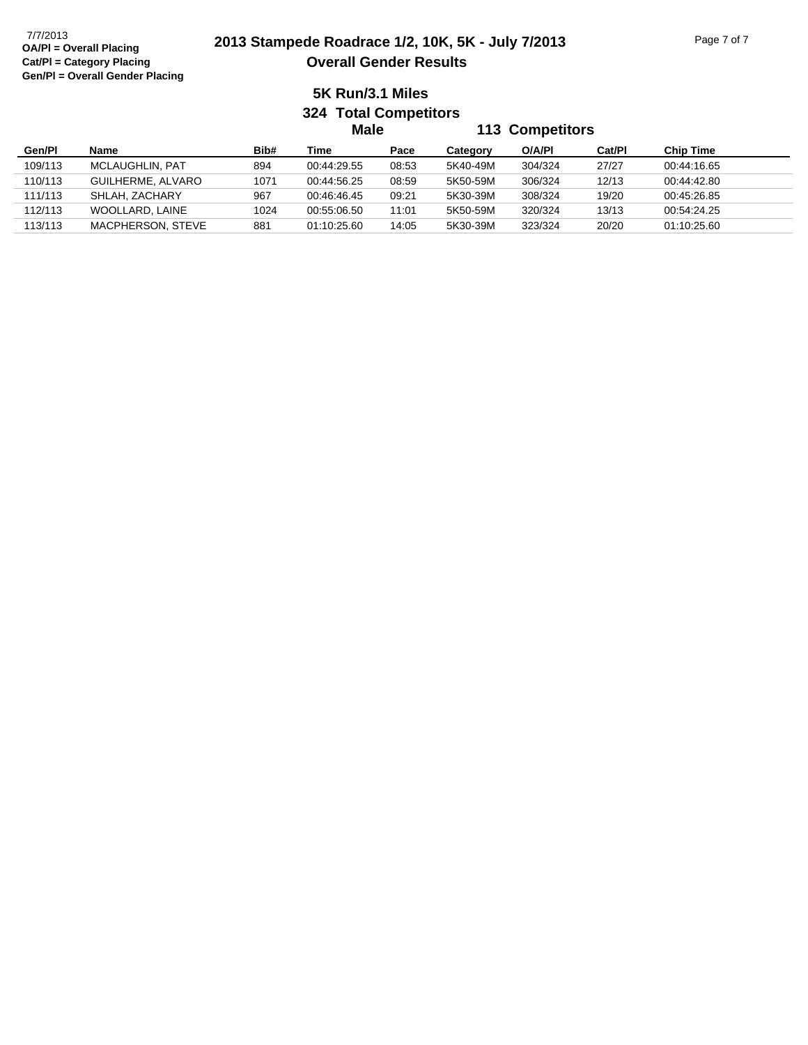OA/Pl = Overall Placing
Cat/Pl = Category Placing
Gen/Pl = Overall Gender Placing

# 2013 Stampede Roadrace 1/2, 10K, 5K - July 7/2013

## Overall Gender Results

### 5K Run/3.1 Miles

### 324 Total Competitors

**Male** **113 Competitors**

| Gen/Pl | Name | Bib# | Time | Pace | Category | O/A/Pl | Cat/Pl | Chip Time |
|---|---|---|---|---|---|---|---|---|
| 109/113 | MCLAUGHLIN, PAT | 894 | 00:44:29.55 | 08:53 | 5K40-49M | 304/324 | 27/27 | 00:44:16.65 |
| 110/113 | GUILHERME, ALVARO | 1071 | 00:44:56.25 | 08:59 | 5K50-59M | 306/324 | 12/13 | 00:44:42.80 |
| 111/113 | SHLAH, ZACHARY | 967 | 00:46:46.45 | 09:21 | 5K30-39M | 308/324 | 19/20 | 00:45:26.85 |
| 112/113 | WOOLLARD, LAINE | 1024 | 00:55:06.50 | 11:01 | 5K50-59M | 320/324 | 13/13 | 00:54:24.25 |
| 113/113 | MACPHERSON, STEVE | 881 | 01:10:25.60 | 14:05 | 5K30-39M | 323/324 | 20/20 | 01:10:25.60 |